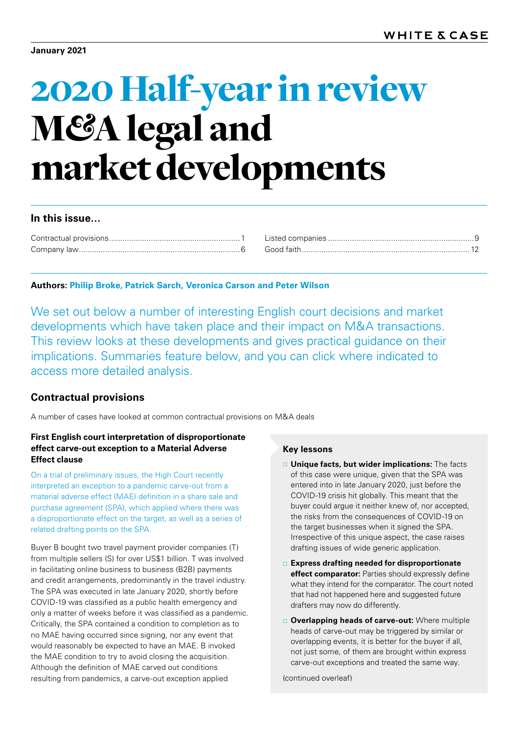January 2021

# 2020 Half-year in review M&A legal and market developments

### In this issue...

Contractual provisions ........ 1
Company law ........ 6
Listed companies ........ 9
Good faith ........ 12

**Authors:** **Philip Broke, Patrick Sarch, Veronica Carson and Peter Wilson**

We set out below a number of interesting English court decisions and market developments which have taken place and their impact on M&A transactions. This review looks at these developments and gives practical guidance on their implications. Summaries feature below, and you can click where indicated to access more detailed analysis.

## Contractual provisions

A number of cases have looked at common contractual provisions on M&A deals

### First English court interpretation of disproportionate effect carve-out exception to a Material Adverse Effect clause

On a trial of preliminary issues, the High Court recently interpreted an exception to a pandemic carve-out from a material adverse effect (MAE) definition in a share sale and purchase agreement (SPA), which applied where there was a disproportionate effect on the target, as well as a series of related drafting points on the SPA.

Buyer B bought two travel payment provider companies (T) from multiple sellers (S) for over US$1 billion. T was involved in facilitating online business to business (B2B) payments and credit arrangements, predominantly in the travel industry. The SPA was executed in late January 2020, shortly before COVID-19 was classified as a public health emergency and only a matter of weeks before it was classified as a pandemic. Critically, the SPA contained a condition to completion as to no MAE having occurred since signing, nor any event that would reasonably be expected to have an MAE. B invoked the MAE condition to try to avoid closing the acquisition. Although the definition of MAE carved out conditions resulting from pandemics, a carve-out exception applied

#### Key lessons

- **Unique facts, but wider implications:** The facts of this case were unique, given that the SPA was entered into in late January 2020, just before the COVID-19 crisis hit globally. This meant that the buyer could argue it neither knew of, nor accepted, the risks from the consequences of COVID-19 on the target businesses when it signed the SPA. Irrespective of this unique aspect, the case raises drafting issues of wide generic application.
- **Express drafting needed for disproportionate effect comparator:** Parties should expressly define what they intend for the comparator. The court noted that had not happened here and suggested future drafters may now do differently.
- **Overlapping heads of carve-out:** Where multiple heads of carve-out may be triggered by similar or overlapping events, it is better for the buyer if all, not just some, of them are brought within express carve-out exceptions and treated the same way.

(continued overleaf)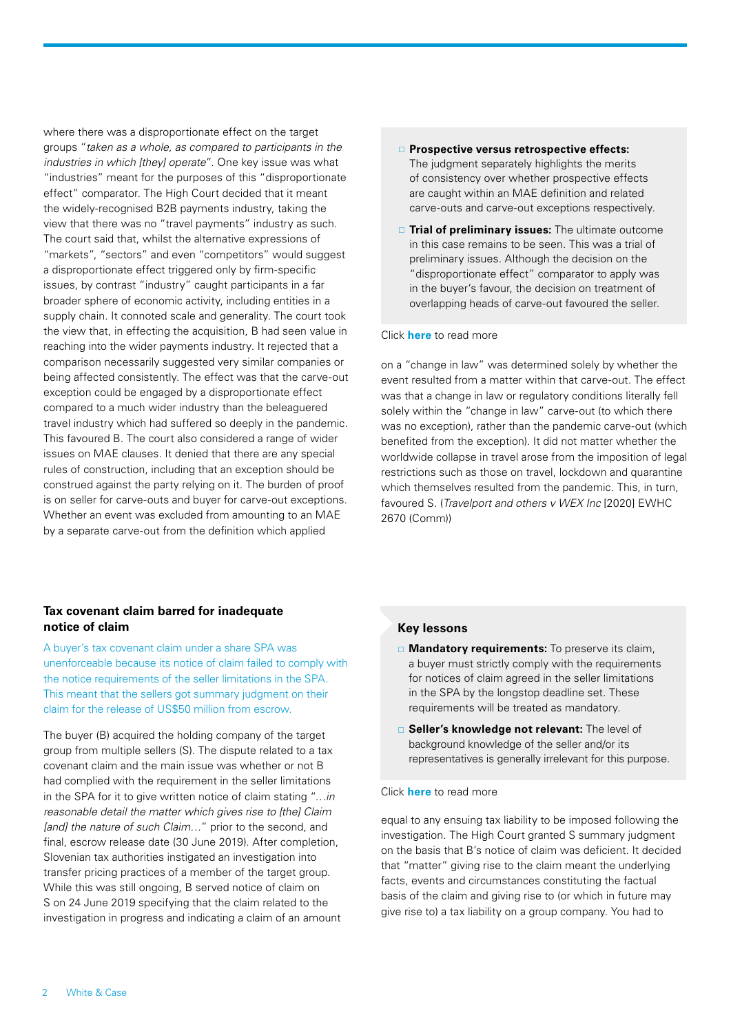where there was a disproportionate effect on the target groups "*taken as a whole, as compared to participants in the industries in which [they] operate*". One key issue was what "industries" meant for the purposes of this "disproportionate effect" comparator. The High Court decided that it meant the widely-recognised B2B payments industry, taking the view that there was no "travel payments" industry as such. The court said that, whilst the alternative expressions of "markets", "sectors" and even "competitors" would suggest a disproportionate effect triggered only by firm-specific issues, by contrast "industry" caught participants in a far broader sphere of economic activity, including entities in a supply chain. It connoted scale and generality. The court took the view that, in effecting the acquisition, B had seen value in reaching into the wider payments industry. It rejected that a comparison necessarily suggested very similar companies or being affected consistently. The effect was that the carve-out exception could be engaged by a disproportionate effect compared to a much wider industry than the beleaguered travel industry which had suffered so deeply in the pandemic. This favoured B. The court also considered a range of wider issues on MAE clauses. It denied that there are any special rules of construction, including that an exception should be construed against the party relying on it. The burden of proof is on seller for carve-outs and buyer for carve-out exceptions. Whether an event was excluded from amounting to an MAE by a separate carve-out from the definition which applied on a "change in law" was determined solely by whether the event resulted from a matter within that carve-out. The effect was that a change in law or regulatory conditions literally fell solely within the "change in law" carve-out (to which there was no exception), rather than the pandemic carve-out (which benefited from the exception). It did not matter whether the worldwide collapse in travel arose from the imposition of legal restrictions such as those on travel, lockdown and quarantine which themselves resulted from the pandemic. This, in turn, favoured S. (*Travelport and others v WEX Inc* [2020] EWHC 2670 (Comm))

- **Prospective versus retrospective effects:** The judgment separately highlights the merits of consistency over whether prospective effects are caught within an MAE definition and related carve-outs and carve-out exceptions respectively.
- **Trial of preliminary issues:** The ultimate outcome in this case remains to be seen. This was a trial of preliminary issues. Although the decision on the "disproportionate effect" comparator to apply was in the buyer's favour, the decision on treatment of overlapping heads of carve-out favoured the seller.

Click **here** to read more

## Tax covenant claim barred for inadequate notice of claim

A buyer's tax covenant claim under a share SPA was unenforceable because its notice of claim failed to comply with the notice requirements of the seller limitations in the SPA. This meant that the sellers got summary judgment on their claim for the release of US$50 million from escrow.

The buyer (B) acquired the holding company of the target group from multiple sellers (S). The dispute related to a tax covenant claim and the main issue was whether or not B had complied with the requirement in the seller limitations in the SPA for it to give written notice of claim stating "*…in reasonable detail the matter which gives rise to [the] Claim [and] the nature of such Claim…*" prior to the second, and final, escrow release date (30 June 2019). After completion, Slovenian tax authorities instigated an investigation into transfer pricing practices of a member of the target group. While this was still ongoing, B served notice of claim on S on 24 June 2019 specifying that the claim related to the investigation in progress and indicating a claim of an amount equal to any ensuing tax liability to be imposed following the investigation. The High Court granted S summary judgment on the basis that B's notice of claim was deficient. It decided that "matter" giving rise to the claim meant the underlying facts, events and circumstances constituting the factual basis of the claim and giving rise to (or which in future may give rise to) a tax liability on a group company. You had to

### Key lessons

- **Mandatory requirements:** To preserve its claim, a buyer must strictly comply with the requirements for notices of claim agreed in the seller limitations in the SPA by the longstop deadline set. These requirements will be treated as mandatory.
- **Seller's knowledge not relevant:** The level of background knowledge of the seller and/or its representatives is generally irrelevant for this purpose.

Click **here** to read more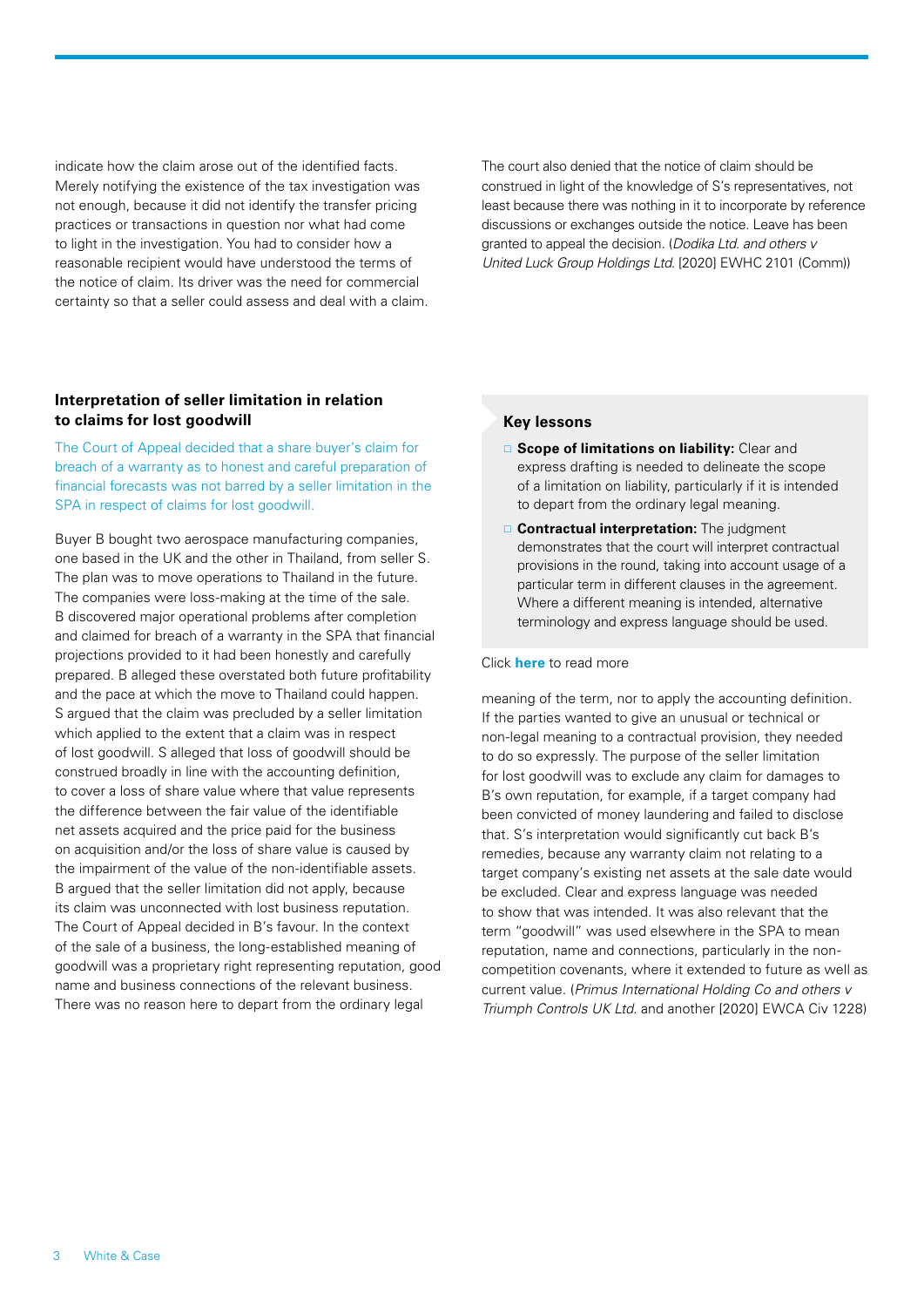indicate how the claim arose out of the identified facts. Merely notifying the existence of the tax investigation was not enough, because it did not identify the transfer pricing practices or transactions in question nor what had come to light in the investigation. You had to consider how a reasonable recipient would have understood the terms of the notice of claim. Its driver was the need for commercial certainty so that a seller could assess and deal with a claim.

The court also denied that the notice of claim should be construed in light of the knowledge of S's representatives, not least because there was nothing in it to incorporate by reference discussions or exchanges outside the notice. Leave has been granted to appeal the decision. (*Dodika Ltd. and others v United Luck Group Holdings Ltd.* [2020] EWHC 2101 (Comm))

### Interpretation of seller limitation in relation to claims for lost goodwill

The Court of Appeal decided that a share buyer's claim for breach of a warranty as to honest and careful preparation of financial forecasts was not barred by a seller limitation in the SPA in respect of claims for lost goodwill.

Buyer B bought two aerospace manufacturing companies, one based in the UK and the other in Thailand, from seller S. The plan was to move operations to Thailand in the future. The companies were loss-making at the time of the sale. B discovered major operational problems after completion and claimed for breach of a warranty in the SPA that financial projections provided to it had been honestly and carefully prepared. B alleged these overstated both future profitability and the pace at which the move to Thailand could happen. S argued that the claim was precluded by a seller limitation which applied to the extent that a claim was in respect of lost goodwill. S alleged that loss of goodwill should be construed broadly in line with the accounting definition, to cover a loss of share value where that value represents the difference between the fair value of the identifiable net assets acquired and the price paid for the business on acquisition and/or the loss of share value is caused by the impairment of the value of the non-identifiable assets. B argued that the seller limitation did not apply, because its claim was unconnected with lost business reputation. The Court of Appeal decided in B's favour. In the context of the sale of a business, the long-established meaning of goodwill was a proprietary right representing reputation, good name and business connections of the relevant business. There was no reason here to depart from the ordinary legal meaning of the term, nor to apply the accounting definition. If the parties wanted to give an unusual or technical or non-legal meaning to a contractual provision, they needed to do so expressly. The purpose of the seller limitation for lost goodwill was to exclude any claim for damages to B's own reputation, for example, if a target company had been convicted of money laundering and failed to disclose that. S's interpretation would significantly cut back B's remedies, because any warranty claim not relating to a target company's existing net assets at the sale date would be excluded. Clear and express language was needed to show that was intended. It was also relevant that the term "goodwill" was used elsewhere in the SPA to mean reputation, name and connections, particularly in the non-competition covenants, where it extended to future as well as current value. (*Primus International Holding Co and others v Triumph Controls UK Ltd.* and another [2020] EWCA Civ 1228)

#### Key lessons

- **Scope of limitations on liability:** Clear and express drafting is needed to delineate the scope of a limitation on liability, particularly if it is intended to depart from the ordinary legal meaning.
- **Contractual interpretation:** The judgment demonstrates that the court will interpret contractual provisions in the round, taking into account usage of a particular term in different clauses in the agreement. Where a different meaning is intended, alternative terminology and express language should be used.

Click **here** to read more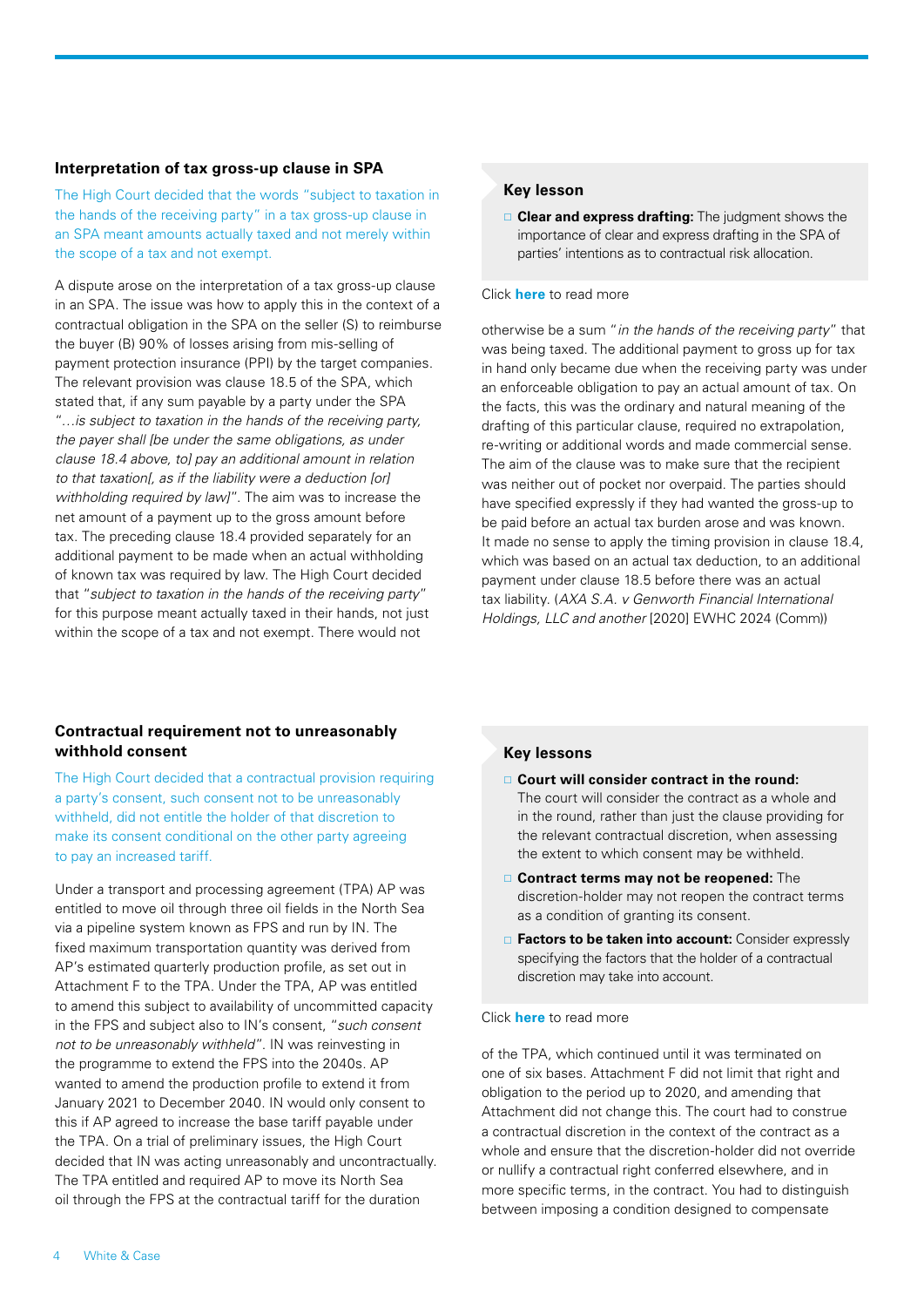### Interpretation of tax gross-up clause in SPA

The High Court decided that the words "subject to taxation in the hands of the receiving party" in a tax gross-up clause in an SPA meant amounts actually taxed and not merely within the scope of a tax and not exempt.

A dispute arose on the interpretation of a tax gross-up clause in an SPA. The issue was how to apply this in the context of a contractual obligation in the SPA on the seller (S) to reimburse the buyer (B) 90% of losses arising from mis-selling of payment protection insurance (PPI) by the target companies. The relevant provision was clause 18.5 of the SPA, which stated that, if any sum payable by a party under the SPA "*…is subject to taxation in the hands of the receiving party, the payer shall [be under the same obligations, as under clause 18.4 above, to] pay an additional amount in relation to that taxation[, as if the liability were a deduction [or] withholding required by law]*". The aim was to increase the net amount of a payment up to the gross amount before tax. The preceding clause 18.4 provided separately for an additional payment to be made when an actual withholding of known tax was required by law. The High Court decided that "*subject to taxation in the hands of the receiving party*" for this purpose meant actually taxed in their hands, not just within the scope of a tax and not exempt. There would not otherwise be a sum "*in the hands of the receiving party*" that was being taxed. The additional payment to gross up for tax in hand only became due when the receiving party was under an enforceable obligation to pay an actual amount of tax. On the facts, this was the ordinary and natural meaning of the drafting of this particular clause, required no extrapolation, re-writing or additional words and made commercial sense. The aim of the clause was to make sure that the recipient was neither out of pocket nor overpaid. The parties should have specified expressly if they had wanted the gross-up to be paid before an actual tax burden arose and was known. It made no sense to apply the timing provision in clause 18.4, which was based on an actual tax deduction, to an additional payment under clause 18.5 before there was an actual tax liability. (*AXA S.A. v Genworth Financial International Holdings, LLC and another* [2020] EWHC 2024 (Comm))

> **Key lesson**
>
> - **Clear and express drafting:** The judgment shows the importance of clear and express drafting in the SPA of parties' intentions as to contractual risk allocation.
>
> Click **here** to read more

### Contractual requirement not to unreasonably withhold consent

The High Court decided that a contractual provision requiring a party's consent, such consent not to be unreasonably withheld, did not entitle the holder of that discretion to make its consent conditional on the other party agreeing to pay an increased tariff.

Under a transport and processing agreement (TPA) AP was entitled to move oil through three oil fields in the North Sea via a pipeline system known as FPS and run by IN. The fixed maximum transportation quantity was derived from AP's estimated quarterly production profile, as set out in Attachment F to the TPA. Under the TPA, AP was entitled to amend this subject to availability of uncommitted capacity in the FPS and subject also to IN's consent, "*such consent not to be unreasonably withheld*". IN was reinvesting in the programme to extend the FPS into the 2040s. AP wanted to amend the production profile to extend it from January 2021 to December 2040. IN would only consent to this if AP agreed to increase the base tariff payable under the TPA. On a trial of preliminary issues, the High Court decided that IN was acting unreasonably and uncontractually. The TPA entitled and required AP to move its North Sea oil through the FPS at the contractual tariff for the duration of the TPA, which continued until it was terminated on one of six bases. Attachment F did not limit that right and obligation to the period up to 2020, and amending that Attachment did not change this. The court had to construe a contractual discretion in the context of the contract as a whole and ensure that the discretion-holder did not override or nullify a contractual right conferred elsewhere, and in more specific terms, in the contract. You had to distinguish between imposing a condition designed to compensate

> **Key lessons**
>
> - **Court will consider contract in the round:** The court will consider the contract as a whole and in the round, rather than just the clause providing for the relevant contractual discretion, when assessing the extent to which consent may be withheld.
> - **Contract terms may not be reopened:** The discretion-holder may not reopen the contract terms as a condition of granting its consent.
> - **Factors to be taken into account:** Consider expressly specifying the factors that the holder of a contractual discretion may take into account.
>
> Click **here** to read more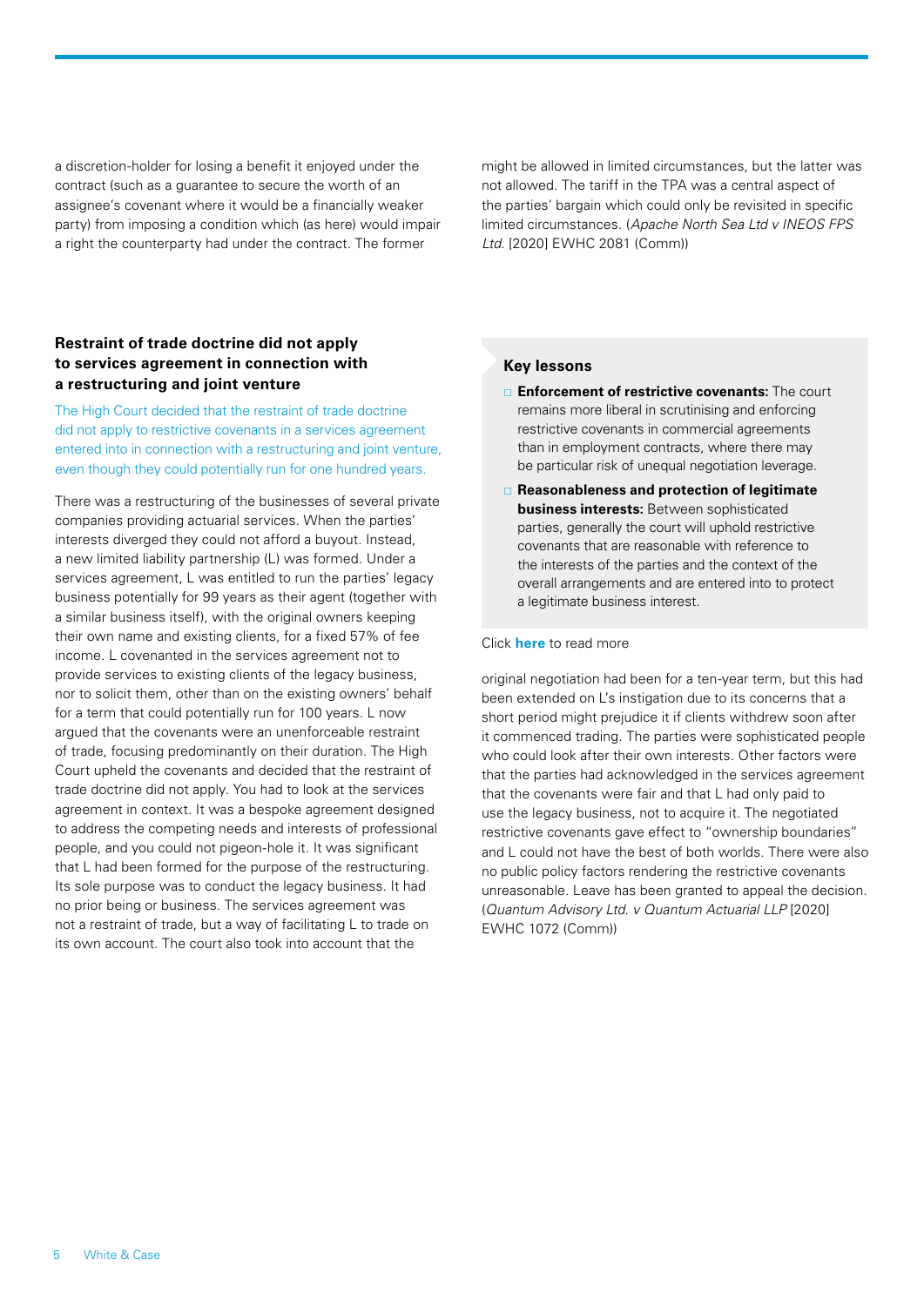a discretion-holder for losing a benefit it enjoyed under the contract (such as a guarantee to secure the worth of an assignee's covenant where it would be a financially weaker party) from imposing a condition which (as here) would impair a right the counterparty had under the contract. The former might be allowed in limited circumstances, but the latter was not allowed. The tariff in the TPA was a central aspect of the parties' bargain which could only be revisited in specific limited circumstances. (*Apache North Sea Ltd v INEOS FPS Ltd*. [2020] EWHC 2081 (Comm))

### Restraint of trade doctrine did not apply to services agreement in connection with a restructuring and joint venture

The High Court decided that the restraint of trade doctrine did not apply to restrictive covenants in a services agreement entered into in connection with a restructuring and joint venture, even though they could potentially run for one hundred years.

There was a restructuring of the businesses of several private companies providing actuarial services. When the parties' interests diverged they could not afford a buyout. Instead, a new limited liability partnership (L) was formed. Under a services agreement, L was entitled to run the parties' legacy business potentially for 99 years as their agent (together with a similar business itself), with the original owners keeping their own name and existing clients, for a fixed 57% of fee income. L covenanted in the services agreement not to provide services to existing clients of the legacy business, nor to solicit them, other than on the existing owners' behalf for a term that could potentially run for 100 years. L now argued that the covenants were an unenforceable restraint of trade, focusing predominantly on their duration. The High Court upheld the covenants and decided that the restraint of trade doctrine did not apply. You had to look at the services agreement in context. It was a bespoke agreement designed to address the competing needs and interests of professional people, and you could not pigeon-hole it. It was significant that L had been formed for the purpose of the restructuring. Its sole purpose was to conduct the legacy business. It had no prior being or business. The services agreement was not a restraint of trade, but a way of facilitating L to trade on its own account. The court also took into account that the original negotiation had been for a ten-year term, but this had been extended on L's instigation due to its concerns that a short period might prejudice it if clients withdrew soon after it commenced trading. The parties were sophisticated people who could look after their own interests. Other factors were that the parties had acknowledged in the services agreement that the covenants were fair and that L had only paid to use the legacy business, not to acquire it. The negotiated restrictive covenants gave effect to "ownership boundaries" and L could not have the best of both worlds. There were also no public policy factors rendering the restrictive covenants unreasonable. Leave has been granted to appeal the decision. (*Quantum Advisory Ltd. v Quantum Actuarial LLP* [2020] EWHC 1072 (Comm))

#### Key lessons

- **Enforcement of restrictive covenants:** The court remains more liberal in scrutinising and enforcing restrictive covenants in commercial agreements than in employment contracts, where there may be particular risk of unequal negotiation leverage.
- **Reasonableness and protection of legitimate business interests:** Between sophisticated parties, generally the court will uphold restrictive covenants that are reasonable with reference to the interests of the parties and the context of the overall arrangements and are entered into to protect a legitimate business interest.

Click **here** to read more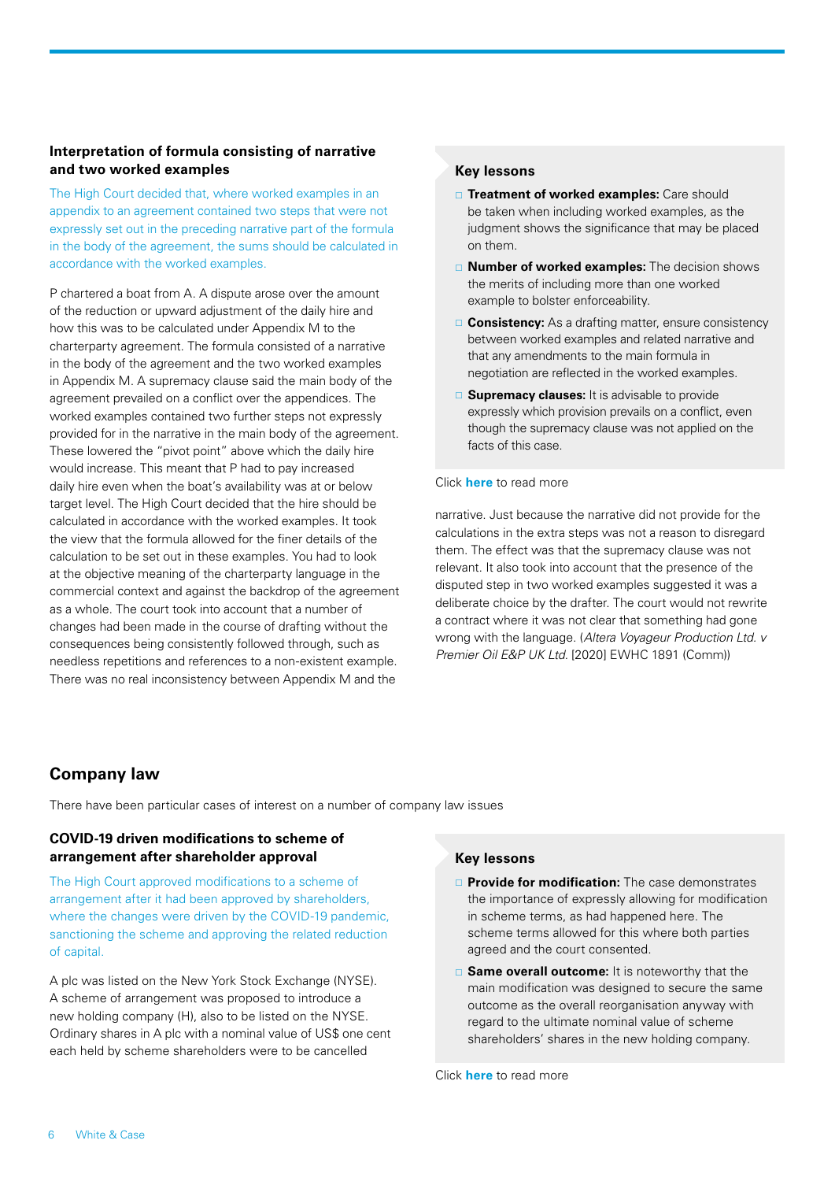### Interpretation of formula consisting of narrative and two worked examples

The High Court decided that, where worked examples in an appendix to an agreement contained two steps that were not expressly set out in the preceding narrative part of the formula in the body of the agreement, the sums should be calculated in accordance with the worked examples.

P chartered a boat from A. A dispute arose over the amount of the reduction or upward adjustment of the daily hire and how this was to be calculated under Appendix M to the charterparty agreement. The formula consisted of a narrative in the body of the agreement and the two worked examples in Appendix M. A supremacy clause said the main body of the agreement prevailed on a conflict over the appendices. The worked examples contained two further steps not expressly provided for in the narrative in the main body of the agreement. These lowered the "pivot point" above which the daily hire would increase. This meant that P had to pay increased daily hire even when the boat's availability was at or below target level. The High Court decided that the hire should be calculated in accordance with the worked examples. It took the view that the formula allowed for the finer details of the calculation to be set out in these examples. You had to look at the objective meaning of the charterparty language in the commercial context and against the backdrop of the agreement as a whole. The court took into account that a number of changes had been made in the course of drafting without the consequences being consistently followed through, such as needless repetitions and references to a non-existent example. There was no real inconsistency between Appendix M and the narrative. Just because the narrative did not provide for the calculations in the extra steps was not a reason to disregard them. The effect was that the supremacy clause was not relevant. It also took into account that the presence of the disputed step in two worked examples suggested it was a deliberate choice by the drafter. The court would not rewrite a contract where it was not clear that something had gone wrong with the language. (*Altera Voyageur Production Ltd. v Premier Oil E&P UK Ltd.* [2020] EWHC 1891 (Comm))

#### Key lessons

- **Treatment of worked examples:** Care should be taken when including worked examples, as the judgment shows the significance that may be placed on them.
- **Number of worked examples:** The decision shows the merits of including more than one worked example to bolster enforceability.
- **Consistency:** As a drafting matter, ensure consistency between worked examples and related narrative and that any amendments to the main formula in negotiation are reflected in the worked examples.
- **Supremacy clauses:** It is advisable to provide expressly which provision prevails on a conflict, even though the supremacy clause was not applied on the facts of this case.

Click **here** to read more

## Company law

There have been particular cases of interest on a number of company law issues

### COVID-19 driven modifications to scheme of arrangement after shareholder approval

The High Court approved modifications to a scheme of arrangement after it had been approved by shareholders, where the changes were driven by the COVID-19 pandemic, sanctioning the scheme and approving the related reduction of capital.

A plc was listed on the New York Stock Exchange (NYSE). A scheme of arrangement was proposed to introduce a new holding company (H), also to be listed on the NYSE. Ordinary shares in A plc with a nominal value of US$ one cent each held by scheme shareholders were to be cancelled

#### Key lessons

- **Provide for modification:** The case demonstrates the importance of expressly allowing for modification in scheme terms, as had happened here. The scheme terms allowed for this where both parties agreed and the court consented.
- **Same overall outcome:** It is noteworthy that the main modification was designed to secure the same outcome as the overall reorganisation anyway with regard to the ultimate nominal value of scheme shareholders' shares in the new holding company.

Click **here** to read more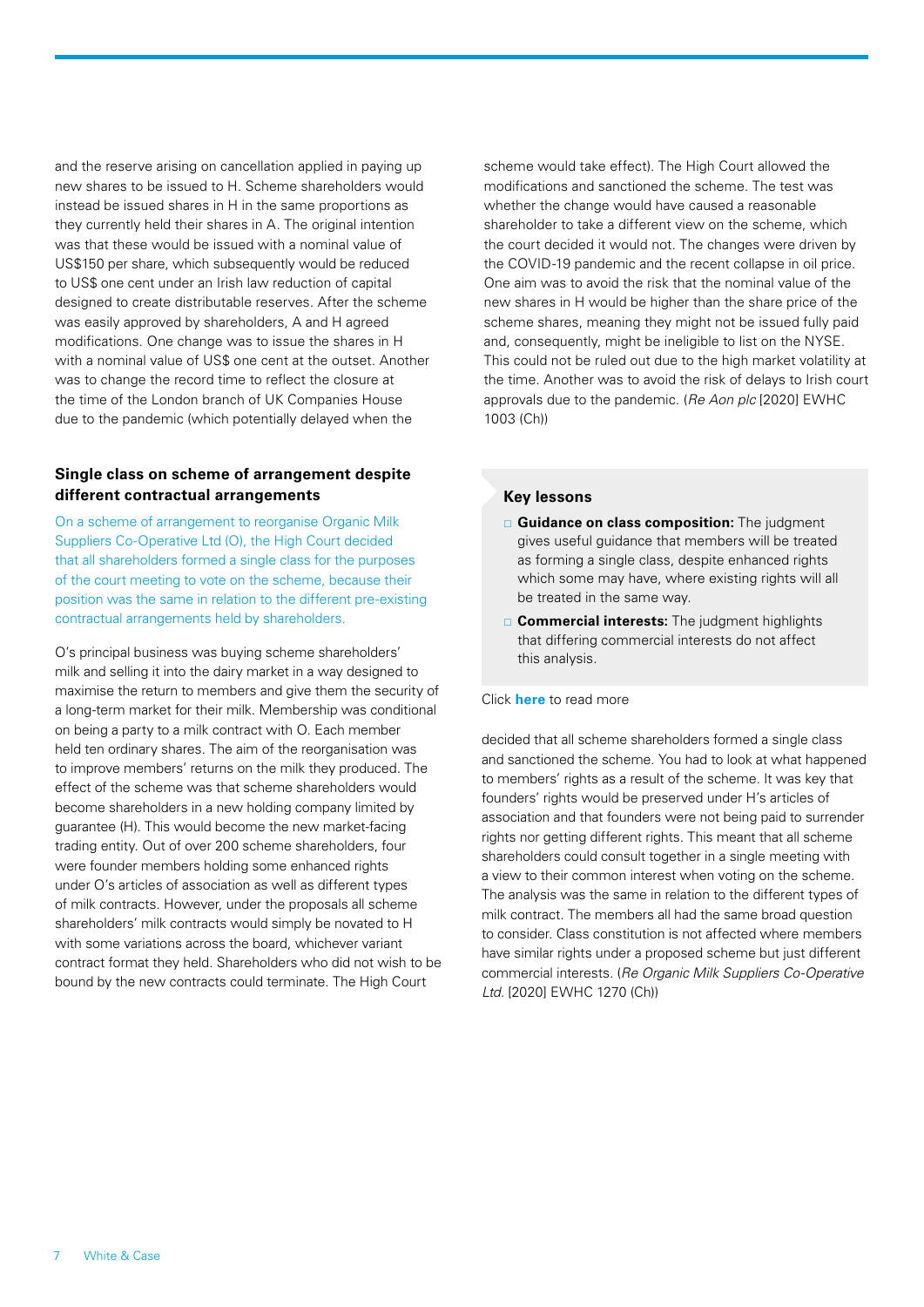and the reserve arising on cancellation applied in paying up new shares to be issued to H. Scheme shareholders would instead be issued shares in H in the same proportions as they currently held their shares in A. The original intention was that these would be issued with a nominal value of US$150 per share, which subsequently would be reduced to US$ one cent under an Irish law reduction of capital designed to create distributable reserves. After the scheme was easily approved by shareholders, A and H agreed modifications. One change was to issue the shares in H with a nominal value of US$ one cent at the outset. Another was to change the record time to reflect the closure at the time of the London branch of UK Companies House due to the pandemic (which potentially delayed when the scheme would take effect). The High Court allowed the modifications and sanctioned the scheme. The test was whether the change would have caused a reasonable shareholder to take a different view on the scheme, which the court decided it would not. The changes were driven by the COVID-19 pandemic and the recent collapse in oil price. One aim was to avoid the risk that the nominal value of the new shares in H would be higher than the share price of the scheme shares, meaning they might not be issued fully paid and, consequently, might be ineligible to list on the NYSE. This could not be ruled out due to the high market volatility at the time. Another was to avoid the risk of delays to Irish court approvals due to the pandemic. (*Re Aon plc* [2020] EWHC 1003 (Ch))

### Single class on scheme of arrangement despite different contractual arrangements

On a scheme of arrangement to reorganise Organic Milk Suppliers Co-Operative Ltd (O), the High Court decided that all shareholders formed a single class for the purposes of the court meeting to vote on the scheme, because their position was the same in relation to the different pre-existing contractual arrangements held by shareholders.

O's principal business was buying scheme shareholders' milk and selling it into the dairy market in a way designed to maximise the return to members and give them the security of a long-term market for their milk. Membership was conditional on being a party to a milk contract with O. Each member held ten ordinary shares. The aim of the reorganisation was to improve members' returns on the milk they produced. The effect of the scheme was that scheme shareholders would become shareholders in a new holding company limited by guarantee (H). This would become the new market-facing trading entity. Out of over 200 scheme shareholders, four were founder members holding some enhanced rights under O's articles of association as well as different types of milk contracts. However, under the proposals all scheme shareholders' milk contracts would simply be novated to H with some variations across the board, whichever variant contract format they held. Shareholders who did not wish to be bound by the new contracts could terminate. The High Court decided that all scheme shareholders formed a single class and sanctioned the scheme. You had to look at what happened to members' rights as a result of the scheme. It was key that founders' rights would be preserved under H's articles of association and that founders were not being paid to surrender rights nor getting different rights. This meant that all scheme shareholders could consult together in a single meeting with a view to their common interest when voting on the scheme. The analysis was the same in relation to the different types of milk contract. The members all had the same broad question to consider. Class constitution is not affected where members have similar rights under a proposed scheme but just different commercial interests. (*Re Organic Milk Suppliers Co-Operative Ltd.* [2020] EWHC 1270 (Ch))

> **Key lessons**
>
> - **Guidance on class composition:** The judgment gives useful guidance that members will be treated as forming a single class, despite enhanced rights which some may have, where existing rights will all be treated in the same way.
> - **Commercial interests:** The judgment highlights that differing commercial interests do not affect this analysis.
>
> Click **here** to read more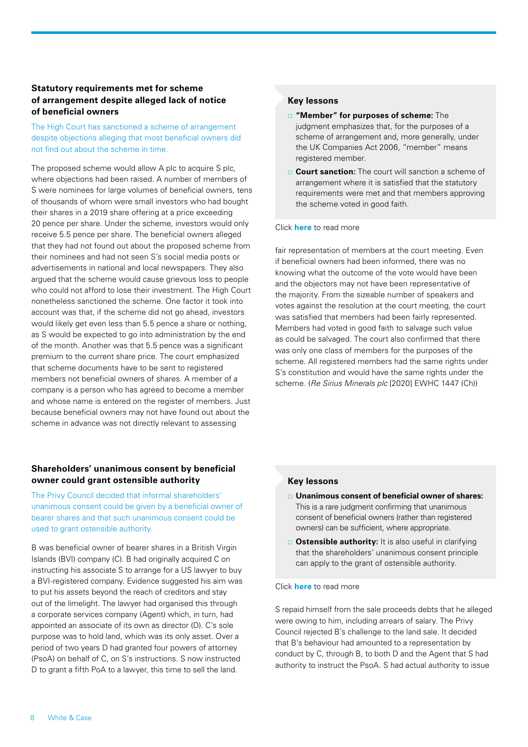## Statutory requirements met for scheme of arrangement despite alleged lack of notice of beneficial owners

The High Court has sanctioned a scheme of arrangement despite objections alleging that most beneficial owners did not find out about the scheme in time.

The proposed scheme would allow A plc to acquire S plc, where objections had been raised. A number of members of S were nominees for large volumes of beneficial owners, tens of thousands of whom were small investors who had bought their shares in a 2019 share offering at a price exceeding 20 pence per share. Under the scheme, investors would only receive 5.5 pence per share. The beneficial owners alleged that they had not found out about the proposed scheme from their nominees and had not seen S's social media posts or advertisements in national and local newspapers. They also argued that the scheme would cause grievous loss to people who could not afford to lose their investment. The High Court nonetheless sanctioned the scheme. One factor it took into account was that, if the scheme did not go ahead, investors would likely get even less than 5.5 pence a share or nothing, as S would be expected to go into administration by the end of the month. Another was that 5.5 pence was a significant premium to the current share price. The court emphasized that scheme documents have to be sent to registered members not beneficial owners of shares. A member of a company is a person who has agreed to become a member and whose name is entered on the register of members. Just because beneficial owners may not have found out about the scheme in advance was not directly relevant to assessing fair representation of members at the court meeting. Even if beneficial owners had been informed, there was no knowing what the outcome of the vote would have been and the objectors may not have been representative of the majority. From the sizeable number of speakers and votes against the resolution at the court meeting, the court was satisfied that members had been fairly represented. Members had voted in good faith to salvage such value as could be salvaged. The court also confirmed that there was only one class of members for the purposes of the scheme. All registered members had the same rights under S's constitution and would have the same rights under the scheme. (*Re Sirius Minerals plc* [2020] EWHC 1447 (Ch))

### Key lessons

- **"Member" for purposes of scheme:** The judgment emphasizes that, for the purposes of a scheme of arrangement and, more generally, under the UK Companies Act 2006, "member" means registered member.
- **Court sanction:** The court will sanction a scheme of arrangement where it is satisfied that the statutory requirements were met and that members approving the scheme voted in good faith.

Click **here** to read more

## Shareholders' unanimous consent by beneficial owner could grant ostensible authority

The Privy Council decided that informal shareholders' unanimous consent could be given by a beneficial owner of bearer shares and that such unanimous consent could be used to grant ostensible authority.

B was beneficial owner of bearer shares in a British Virgin Islands (BVI) company (C). B had originally acquired C on instructing his associate S to arrange for a US lawyer to buy a BVI-registered company. Evidence suggested his aim was to put his assets beyond the reach of creditors and stay out of the limelight. The lawyer had organised this through a corporate services company (Agent) which, in turn, had appointed an associate of its own as director (D). C's sole purpose was to hold land, which was its only asset. Over a period of two years D had granted four powers of attorney (PsoA) on behalf of C, on S's instructions. S now instructed D to grant a fifth PoA to a lawyer, this time to sell the land. S repaid himself from the sale proceeds debts that he alleged were owing to him, including arrears of salary. The Privy Council rejected B's challenge to the land sale. It decided that B's behaviour had amounted to a representation by conduct by C, through B, to both D and the Agent that S had authority to instruct the PsoA. S had actual authority to issue

### Key lessons

- **Unanimous consent of beneficial owner of shares:** This is a rare judgment confirming that unanimous consent of beneficial owners (rather than registered owners) can be sufficient, where appropriate.
- **Ostensible authority:** It is also useful in clarifying that the shareholders' unanimous consent principle can apply to the grant of ostensible authority.

Click **here** to read more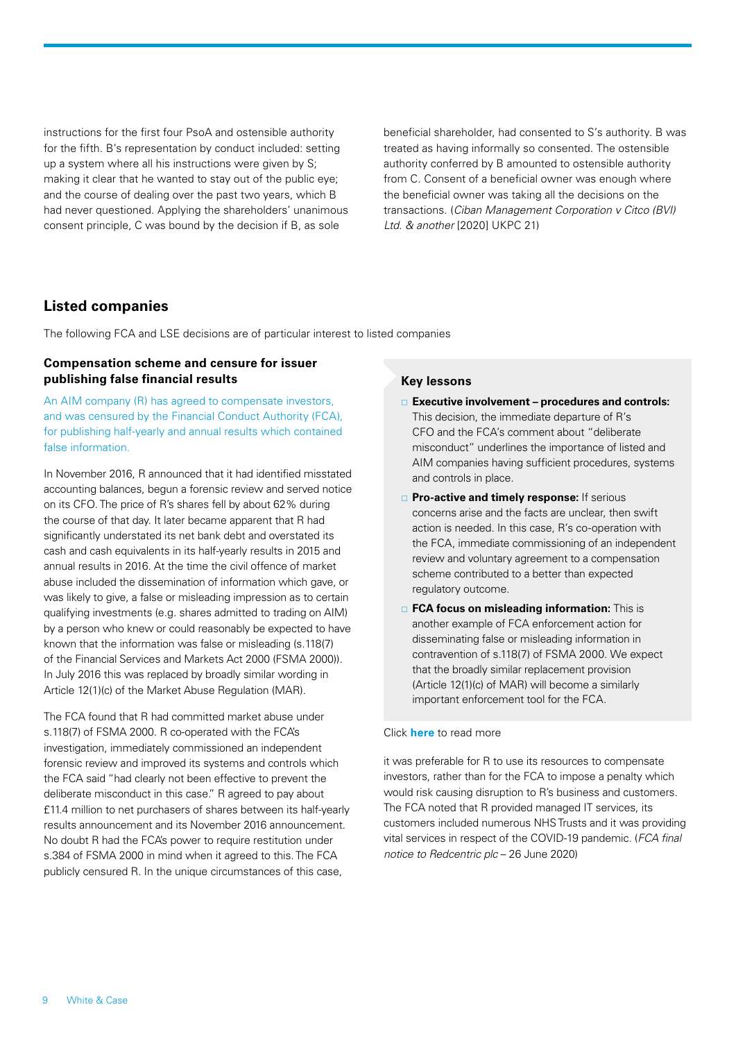instructions for the first four PsoA and ostensible authority for the fifth. B's representation by conduct included: setting up a system where all his instructions were given by S; making it clear that he wanted to stay out of the public eye; and the course of dealing over the past two years, which B had never questioned. Applying the shareholders' unanimous consent principle, C was bound by the decision if B, as sole beneficial shareholder, had consented to S's authority. B was treated as having informally so consented. The ostensible authority conferred by B amounted to ostensible authority from C. Consent of a beneficial owner was enough where the beneficial owner was taking all the decisions on the transactions. (*Ciban Management Corporation v Citco (BVI) Ltd. & another* [2020] UKPC 21)

## Listed companies

The following FCA and LSE decisions are of particular interest to listed companies

### Compensation scheme and censure for issuer publishing false financial results

An AIM company (R) has agreed to compensate investors, and was censured by the Financial Conduct Authority (FCA), for publishing half-yearly and annual results which contained false information.

In November 2016, R announced that it had identified misstated accounting balances, begun a forensic review and served notice on its CFO. The price of R's shares fell by about 62% during the course of that day. It later became apparent that R had significantly understated its net bank debt and overstated its cash and cash equivalents in its half-yearly results in 2015 and annual results in 2016. At the time the civil offence of market abuse included the dissemination of information which gave, or was likely to give, a false or misleading impression as to certain qualifying investments (e.g. shares admitted to trading on AIM) by a person who knew or could reasonably be expected to have known that the information was false or misleading (s.118(7) of the Financial Services and Markets Act 2000 (FSMA 2000)). In July 2016 this was replaced by broadly similar wording in Article 12(1)(c) of the Market Abuse Regulation (MAR).

The FCA found that R had committed market abuse under s.118(7) of FSMA 2000. R co-operated with the FCA's investigation, immediately commissioned an independent forensic review and improved its systems and controls which the FCA said "had clearly not been effective to prevent the deliberate misconduct in this case." R agreed to pay about £11.4 million to net purchasers of shares between its half-yearly results announcement and its November 2016 announcement. No doubt R had the FCA's power to require restitution under s.384 of FSMA 2000 in mind when it agreed to this. The FCA publicly censured R. In the unique circumstances of this case, it was preferable for R to use its resources to compensate investors, rather than for the FCA to impose a penalty which would risk causing disruption to R's business and customers. The FCA noted that R provided managed IT services, its customers included numerous NHS Trusts and it was providing vital services in respect of the COVID-19 pandemic. (*FCA final notice to Redcentric plc* – 26 June 2020)

#### Key lessons

- **Executive involvement – procedures and controls:** This decision, the immediate departure of R's CFO and the FCA's comment about "deliberate misconduct" underlines the importance of listed and AIM companies having sufficient procedures, systems and controls in place.
- **Pro-active and timely response:** If serious concerns arise and the facts are unclear, then swift action is needed. In this case, R's co-operation with the FCA, immediate commissioning of an independent review and voluntary agreement to a compensation scheme contributed to a better than expected regulatory outcome.
- **FCA focus on misleading information:** This is another example of FCA enforcement action for disseminating false or misleading information in contravention of s.118(7) of FSMA 2000. We expect that the broadly similar replacement provision (Article 12(1)(c) of MAR) will become a similarly important enforcement tool for the FCA.

Click **here** to read more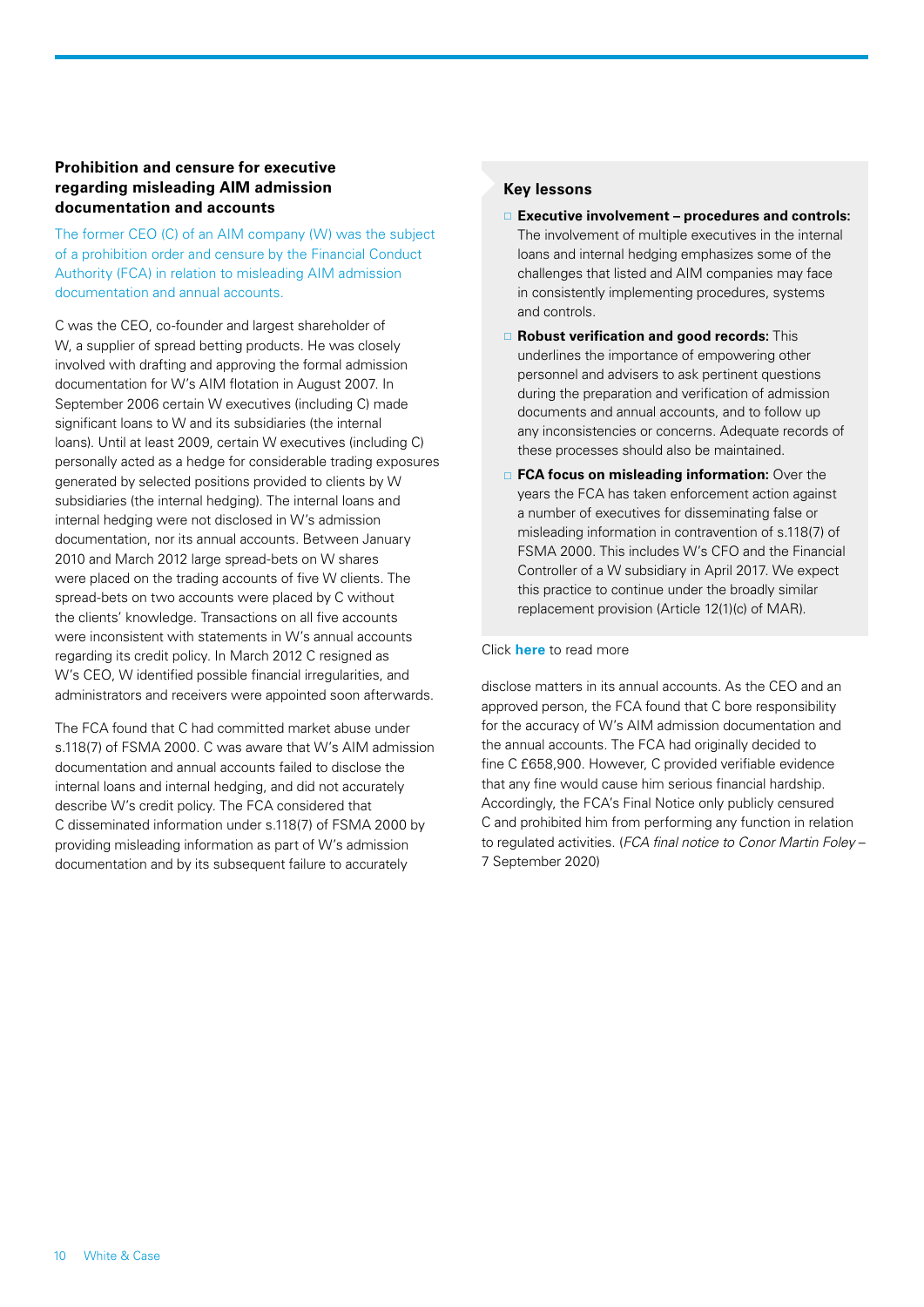### Prohibition and censure for executive regarding misleading AIM admission documentation and accounts

The former CEO (C) of an AIM company (W) was the subject of a prohibition order and censure by the Financial Conduct Authority (FCA) in relation to misleading AIM admission documentation and annual accounts.

C was the CEO, co-founder and largest shareholder of W, a supplier of spread betting products. He was closely involved with drafting and approving the formal admission documentation for W's AIM flotation in August 2007. In September 2006 certain W executives (including C) made significant loans to W and its subsidiaries (the internal loans). Until at least 2009, certain W executives (including C) personally acted as a hedge for considerable trading exposures generated by selected positions provided to clients by W subsidiaries (the internal hedging). The internal loans and internal hedging were not disclosed in W's admission documentation, nor its annual accounts. Between January 2010 and March 2012 large spread-bets on W shares were placed on the trading accounts of five W clients. The spread-bets on two accounts were placed by C without the clients' knowledge. Transactions on all five accounts were inconsistent with statements in W's annual accounts regarding its credit policy. In March 2012 C resigned as W's CEO, W identified possible financial irregularities, and administrators and receivers were appointed soon afterwards.

The FCA found that C had committed market abuse under s.118(7) of FSMA 2000. C was aware that W's AIM admission documentation and annual accounts failed to disclose the internal loans and internal hedging, and did not accurately describe W's credit policy. The FCA considered that C disseminated information under s.118(7) of FSMA 2000 by providing misleading information as part of W's admission documentation and by its subsequent failure to accurately disclose matters in its annual accounts. As the CEO and an approved person, the FCA found that C bore responsibility for the accuracy of W's AIM admission documentation and the annual accounts. The FCA had originally decided to fine C £658,900. However, C provided verifiable evidence that any fine would cause him serious financial hardship. Accordingly, the FCA's Final Notice only publicly censured C and prohibited him from performing any function in relation to regulated activities. (*FCA final notice to Conor Martin Foley* – 7 September 2020)

#### Key lessons

- **Executive involvement – procedures and controls:** The involvement of multiple executives in the internal loans and internal hedging emphasizes some of the challenges that listed and AIM companies may face in consistently implementing procedures, systems and controls.
- **Robust verification and good records:** This underlines the importance of empowering other personnel and advisers to ask pertinent questions during the preparation and verification of admission documents and annual accounts, and to follow up any inconsistencies or concerns. Adequate records of these processes should also be maintained.
- **FCA focus on misleading information:** Over the years the FCA has taken enforcement action against a number of executives for disseminating false or misleading information in contravention of s.118(7) of FSMA 2000. This includes W's CFO and the Financial Controller of a W subsidiary in April 2017. We expect this practice to continue under the broadly similar replacement provision (Article 12(1)(c) of MAR).

Click **here** to read more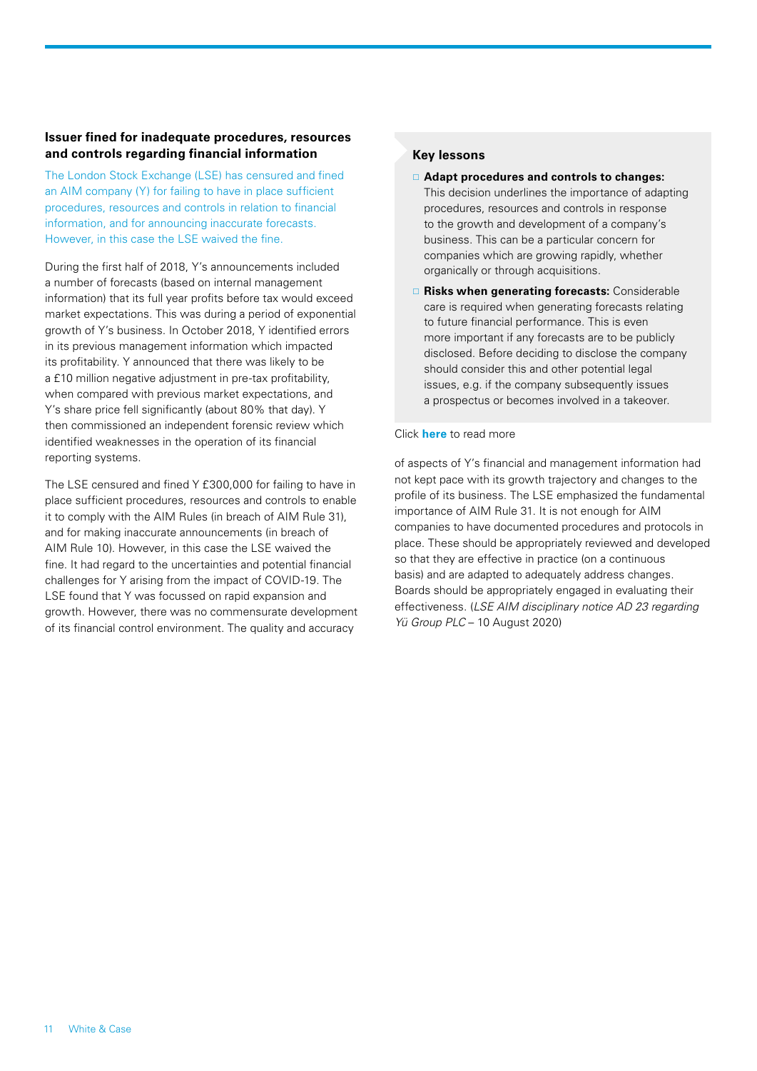## Issuer fined for inadequate procedures, resources and controls regarding financial information

The London Stock Exchange (LSE) has censured and fined an AIM company (Y) for failing to have in place sufficient procedures, resources and controls in relation to financial information, and for announcing inaccurate forecasts. However, in this case the LSE waived the fine.

During the first half of 2018, Y's announcements included a number of forecasts (based on internal management information) that its full year profits before tax would exceed market expectations. This was during a period of exponential growth of Y's business. In October 2018, Y identified errors in its previous management information which impacted its profitability. Y announced that there was likely to be a £10 million negative adjustment in pre-tax profitability, when compared with previous market expectations, and Y's share price fell significantly (about 80% that day). Y then commissioned an independent forensic review which identified weaknesses in the operation of its financial reporting systems.

The LSE censured and fined Y £300,000 for failing to have in place sufficient procedures, resources and controls to enable it to comply with the AIM Rules (in breach of AIM Rule 31), and for making inaccurate announcements (in breach of AIM Rule 10). However, in this case the LSE waived the fine. It had regard to the uncertainties and potential financial challenges for Y arising from the impact of COVID-19. The LSE found that Y was focussed on rapid expansion and growth. However, there was no commensurate development of its financial control environment. The quality and accuracy of aspects of Y's financial and management information had not kept pace with its growth trajectory and changes to the profile of its business. The LSE emphasized the fundamental importance of AIM Rule 31. It is not enough for AIM companies to have documented procedures and protocols in place. These should be appropriately reviewed and developed so that they are effective in practice (on a continuous basis) and are adapted to adequately address changes. Boards should be appropriately engaged in evaluating their effectiveness. (*LSE AIM disciplinary notice AD 23 regarding Yü Group PLC* – 10 August 2020)

### Key lessons

- **Adapt procedures and controls to changes:** This decision underlines the importance of adapting procedures, resources and controls in response to the growth and development of a company's business. This can be a particular concern for companies which are growing rapidly, whether organically or through acquisitions.
- **Risks when generating forecasts:** Considerable care is required when generating forecasts relating to future financial performance. This is even more important if any forecasts are to be publicly disclosed. Before deciding to disclose the company should consider this and other potential legal issues, e.g. if the company subsequently issues a prospectus or becomes involved in a takeover.

Click **here** to read more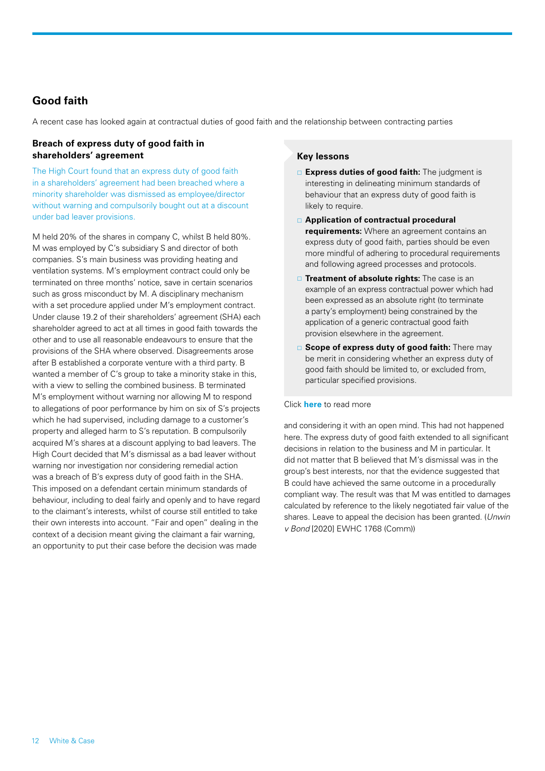## Good faith

A recent case has looked again at contractual duties of good faith and the relationship between contracting parties

### Breach of express duty of good faith in shareholders' agreement

The High Court found that an express duty of good faith in a shareholders' agreement had been breached where a minority shareholder was dismissed as employee/director without warning and compulsorily bought out at a discount under bad leaver provisions.

M held 20% of the shares in company C, whilst B held 80%. M was employed by C's subsidiary S and director of both companies. S's main business was providing heating and ventilation systems. M's employment contract could only be terminated on three months' notice, save in certain scenarios such as gross misconduct by M. A disciplinary mechanism with a set procedure applied under M's employment contract. Under clause 19.2 of their shareholders' agreement (SHA) each shareholder agreed to act at all times in good faith towards the other and to use all reasonable endeavours to ensure that the provisions of the SHA where observed. Disagreements arose after B established a corporate venture with a third party. B wanted a member of C's group to take a minority stake in this, with a view to selling the combined business. B terminated M's employment without warning nor allowing M to respond to allegations of poor performance by him on six of S's projects which he had supervised, including damage to a customer's property and alleged harm to S's reputation. B compulsorily acquired M's shares at a discount applying to bad leavers. The High Court decided that M's dismissal as a bad leaver without warning nor investigation nor considering remedial action was a breach of B's express duty of good faith in the SHA. This imposed on a defendant certain minimum standards of behaviour, including to deal fairly and openly and to have regard to the claimant's interests, whilst of course still entitled to take their own interests into account. "Fair and open" dealing in the context of a decision meant giving the claimant a fair warning, an opportunity to put their case before the decision was made and considering it with an open mind. This had not happened here. The express duty of good faith extended to all significant decisions in relation to the business and M in particular. It did not matter that B believed that M's dismissal was in the group's best interests, nor that the evidence suggested that B could have achieved the same outcome in a procedurally compliant way. The result was that M was entitled to damages calculated by reference to the likely negotiated fair value of the shares. Leave to appeal the decision has been granted. (*Unwin v Bond* [2020] EWHC 1768 (Comm))

### Key lessons

- **Express duties of good faith:** The judgment is interesting in delineating minimum standards of behaviour that an express duty of good faith is likely to require.
- **Application of contractual procedural requirements:** Where an agreement contains an express duty of good faith, parties should be even more mindful of adhering to procedural requirements and following agreed processes and protocols.
- **Treatment of absolute rights:** The case is an example of an express contractual power which had been expressed as an absolute right (to terminate a party's employment) being constrained by the application of a generic contractual good faith provision elsewhere in the agreement.
- **Scope of express duty of good faith:** There may be merit in considering whether an express duty of good faith should be limited to, or excluded from, particular specified provisions.

Click **here** to read more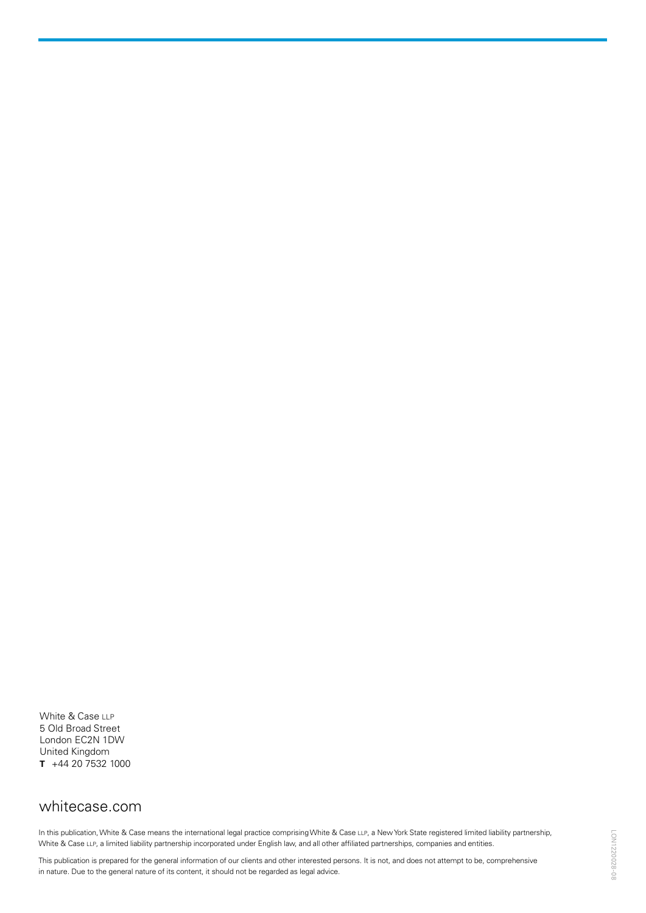White & Case LLP
5 Old Broad Street
London EC2N 1DW
United Kingdom
**T** +44 20 7532 1000

## whitecase.com

In this publication, White & Case means the international legal practice comprising White & Case LLP, a New York State registered limited liability partnership, White & Case LLP, a limited liability partnership incorporated under English law, and all other affiliated partnerships, companies and entities.

This publication is prepared for the general information of our clients and other interested persons. It is not, and does not attempt to be, comprehensive in nature. Due to the general nature of its content, it should not be regarded as legal advice.

LON1220028-08